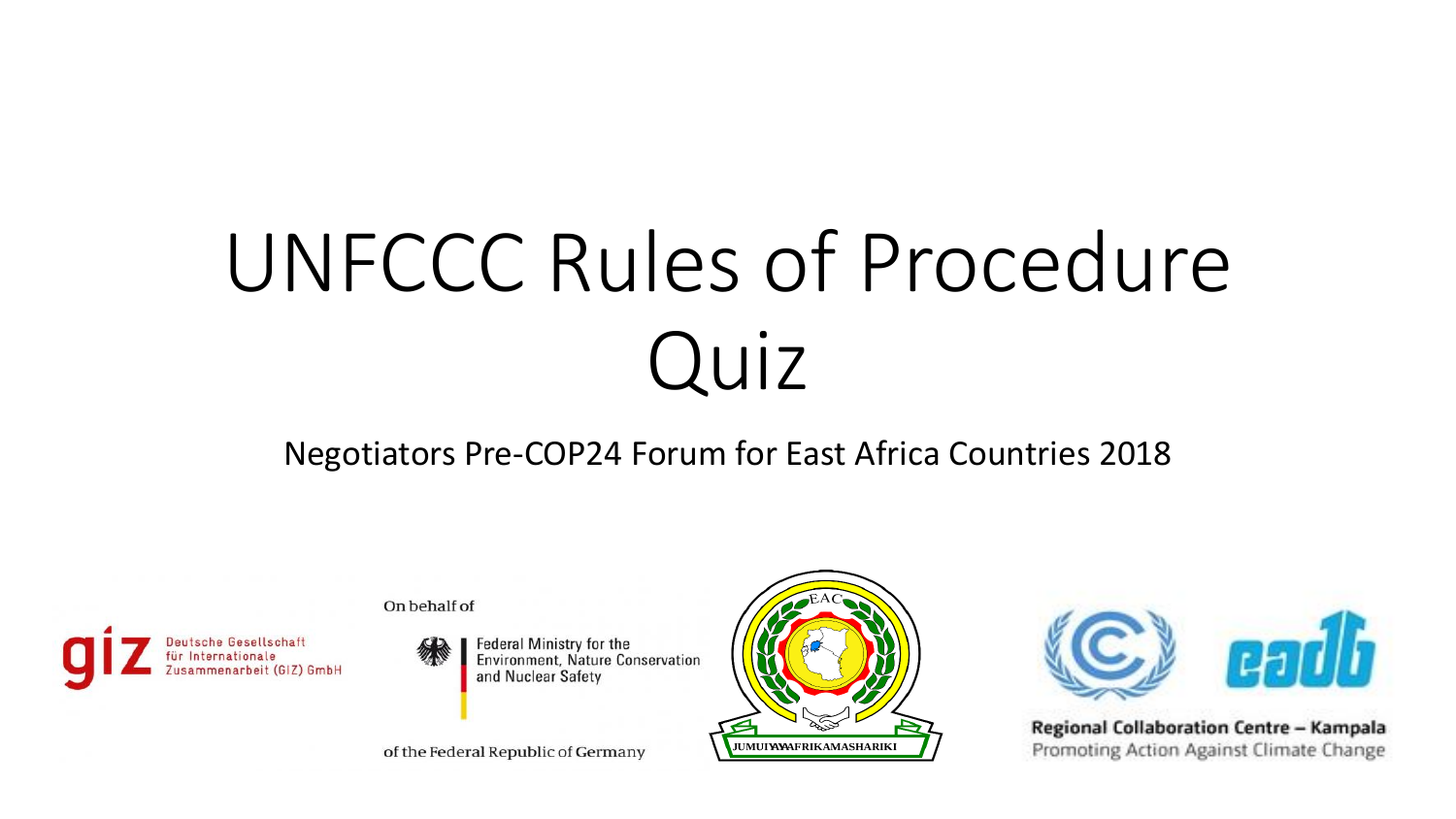# UNFCCC Rules of Procedure Quiz

Negotiators Pre-COP24 Forum for East Africa Countries 2018

Deutsche Gesellschaft für Internationale Zusammenarbeit (GIZ) GmbH

On behalf of

Federal Ministry for the Environment, Nature Conservation and Nuclear Safety

of the Federal Republic of Germany

EAC

JUMUIYA YA AFRIKA MASHARIKI

eadb

Regional Collaboration Centre – Kampala

Promoting Action Against Climate Change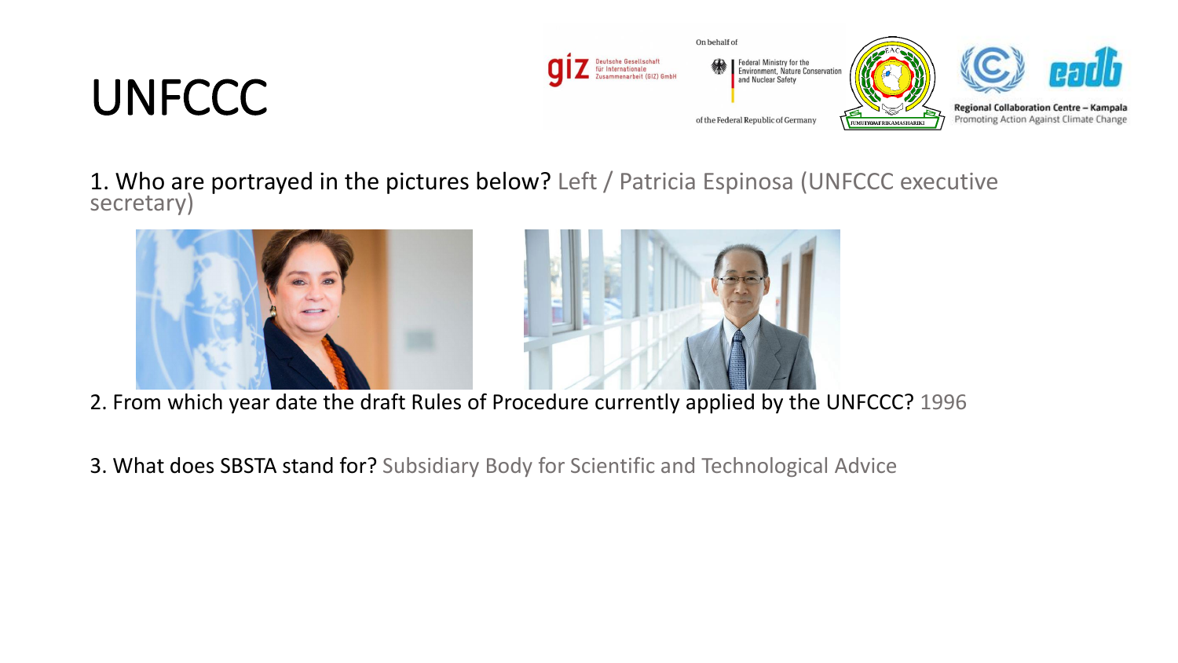# UNFCCC

1. Who are portrayed in the pictures below? Left / Patricia Espinosa (UNFCCC executive secretary)

2. From which year date the draft Rules of Procedure currently applied by the UNFCCC? 1996

3. What does SBSTA stand for? Subsidiary Body for Scientific and Technological Advice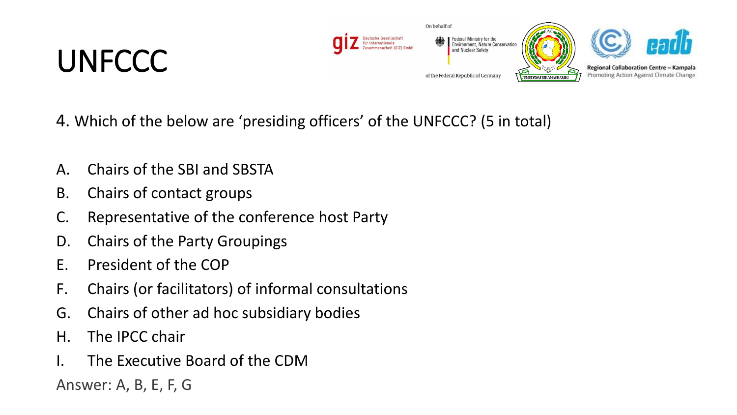# UNFCCC

4. Which of the below are 'presiding officers' of the UNFCCC? (5 in total)

A. Chairs of the SBI and SBSTA
B. Chairs of contact groups
C. Representative of the conference host Party
D. Chairs of the Party Groupings
E. President of the COP
F. Chairs (or facilitators) of informal consultations
G. Chairs of other ad hoc subsidiary bodies
H. The IPCC chair
I. The Executive Board of the CDM

Answer: A, B, E, F, G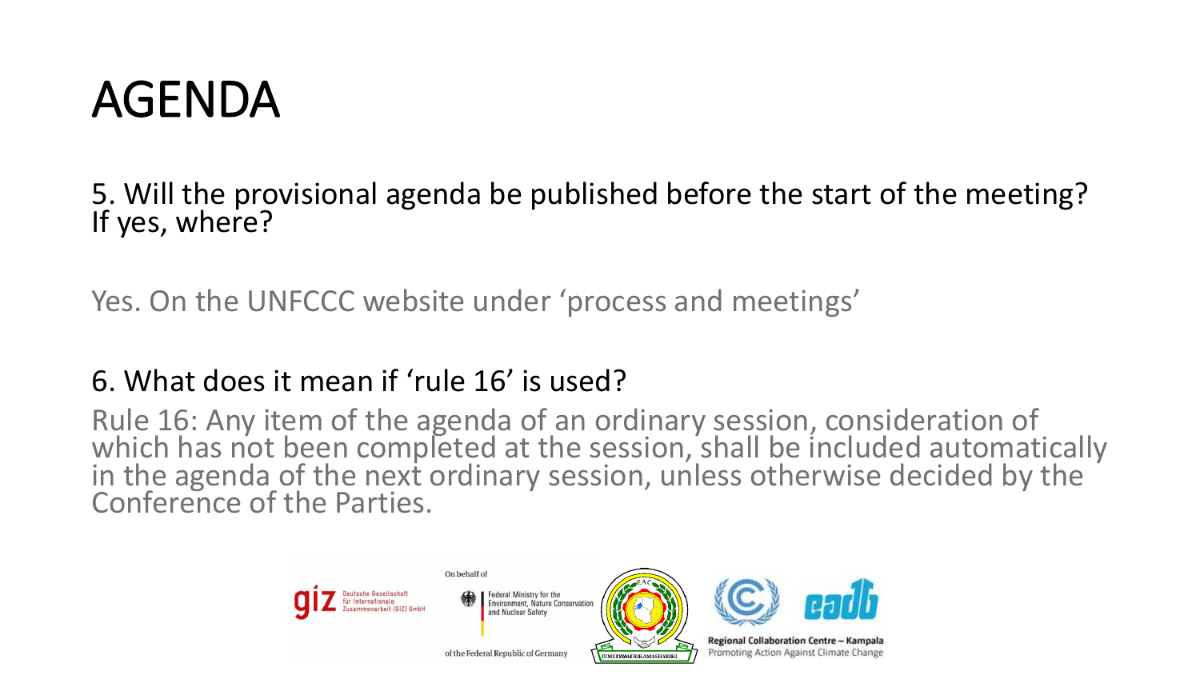# AGENDA

5. Will the provisional agenda be published before the start of the meeting? If yes, where?

Yes. On the UNFCCC website under ‘process and meetings’

6. What does it mean if ‘rule 16’ is used?

Rule 16: Any item of the agenda of an ordinary session, consideration of which has not been completed at the session, shall be included automatically in the agenda of the next ordinary session, unless otherwise decided by the Conference of the Parties.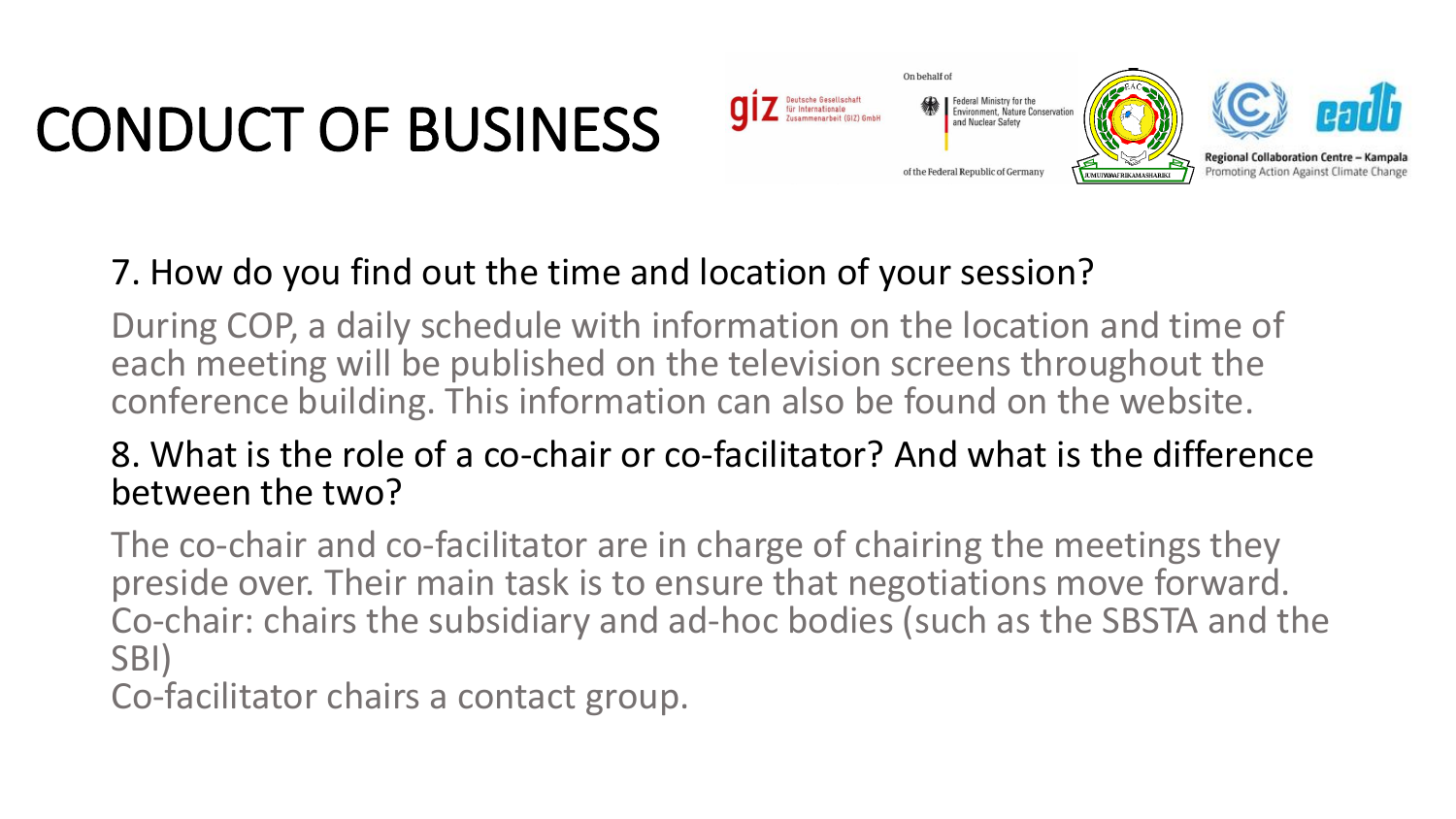# CONDUCT OF BUSINESS

### 7. How do you find out the time and location of your session?

During COP, a daily schedule with information on the location and time of each meeting will be published on the television screens throughout the conference building. This information can also be found on the website.

### 8. What is the role of a co-chair or co-facilitator? And what is the difference between the two?

The co-chair and co-facilitator are in charge of chairing the meetings they preside over. Their main task is to ensure that negotiations move forward.
Co-chair: chairs the subsidiary and ad-hoc bodies (such as the SBSTA and the SBI)
Co-facilitator chairs a contact group.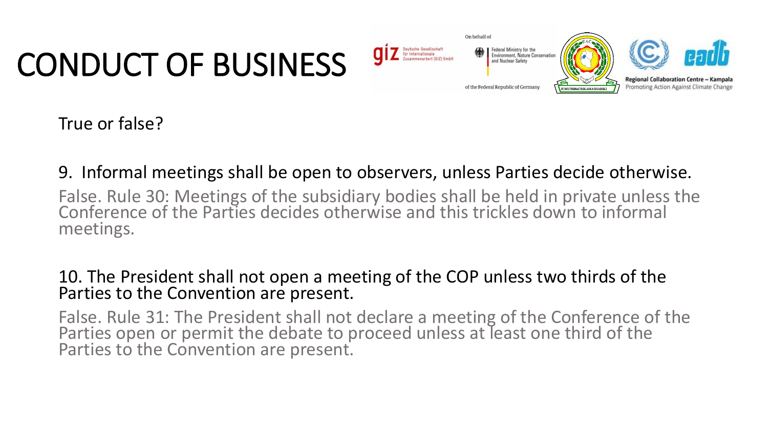# CONDUCT OF BUSINESS

True or false?

9. Informal meetings shall be open to observers, unless Parties decide otherwise.

False. Rule 30: Meetings of the subsidiary bodies shall be held in private unless the Conference of the Parties decides otherwise and this trickles down to informal meetings.

10. The President shall not open a meeting of the COP unless two thirds of the Parties to the Convention are present.

False. Rule 31: The President shall not declare a meeting of the Conference of the Parties open or permit the debate to proceed unless at least one third of the Parties to the Convention are present.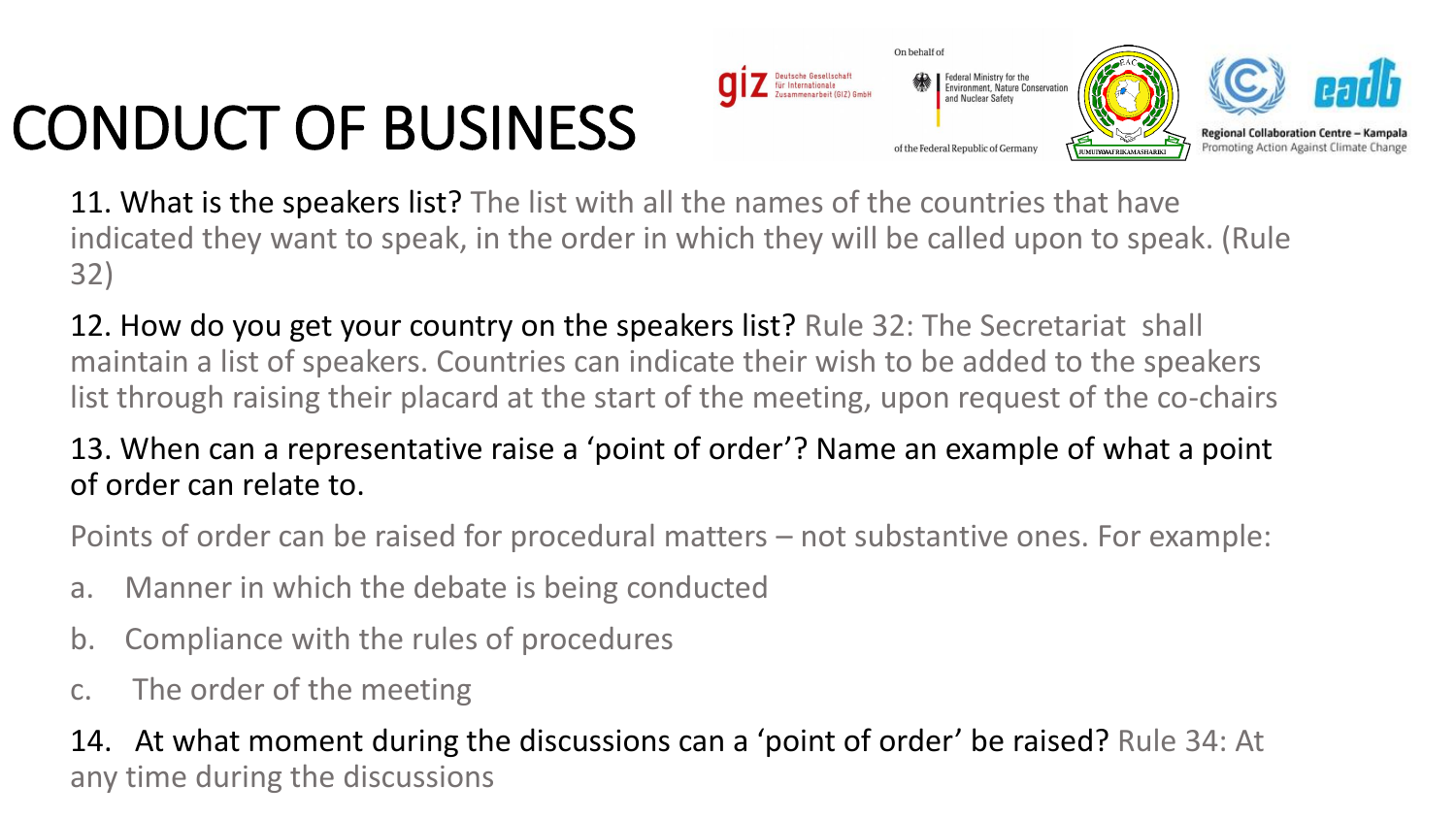# CONDUCT OF BUSINESS

11. What is the speakers list? The list with all the names of the countries that have indicated they want to speak, in the order in which they will be called upon to speak. (Rule 32)

12. How do you get your country on the speakers list? Rule 32: The Secretariat shall maintain a list of speakers. Countries can indicate their wish to be added to the speakers list through raising their placard at the start of the meeting, upon request of the co-chairs

13. When can a representative raise a 'point of order'? Name an example of what a point of order can relate to.

Points of order can be raised for procedural matters – not substantive ones. For example:

a. Manner in which the debate is being conducted
b. Compliance with the rules of procedures
c. The order of the meeting

14. At what moment during the discussions can a 'point of order' be raised? Rule 34: At any time during the discussions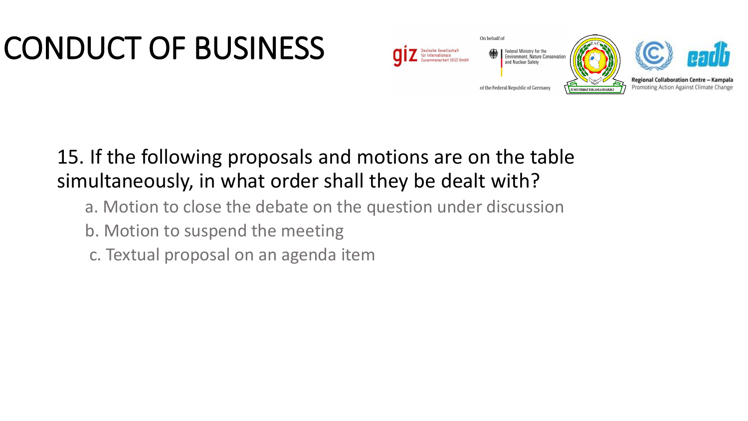# CONDUCT OF BUSINESS

15. If the following proposals and motions are on the table simultaneously, in what order shall they be dealt with?

a. Motion to close the debate on the question under discussion

b. Motion to suspend the meeting

c. Textual proposal on an agenda item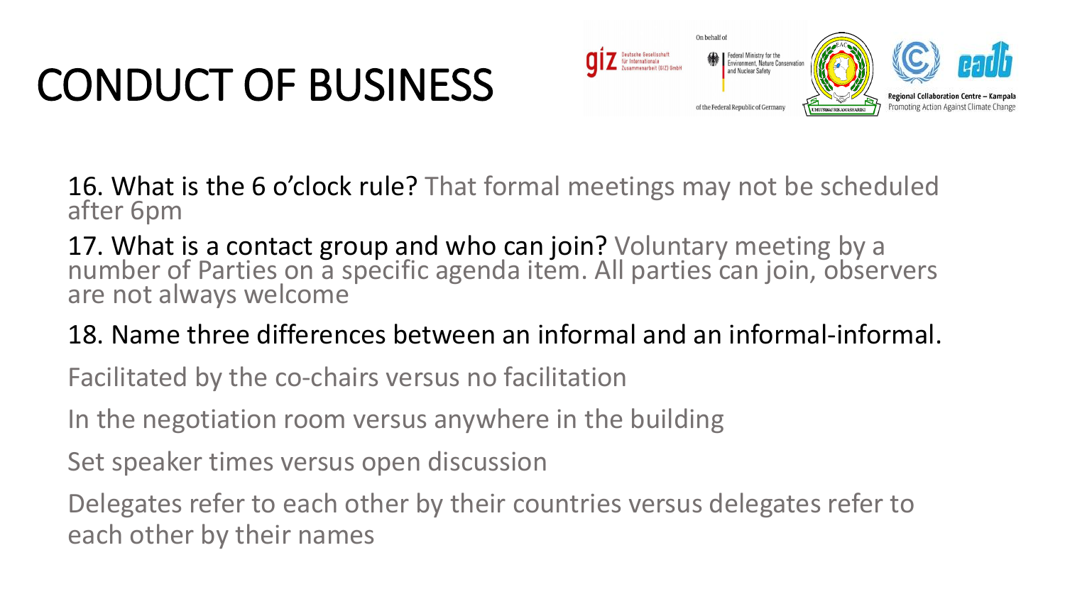# CONDUCT OF BUSINESS

16. What is the 6 o'clock rule? That formal meetings may not be scheduled after 6pm

17. What is a contact group and who can join? Voluntary meeting by a number of Parties on a specific agenda item. All parties can join, observers are not always welcome

18. Name three differences between an informal and an informal-informal.

Facilitated by the co-chairs versus no facilitation

In the negotiation room versus anywhere in the building

Set speaker times versus open discussion

Delegates refer to each other by their countries versus delegates refer to each other by their names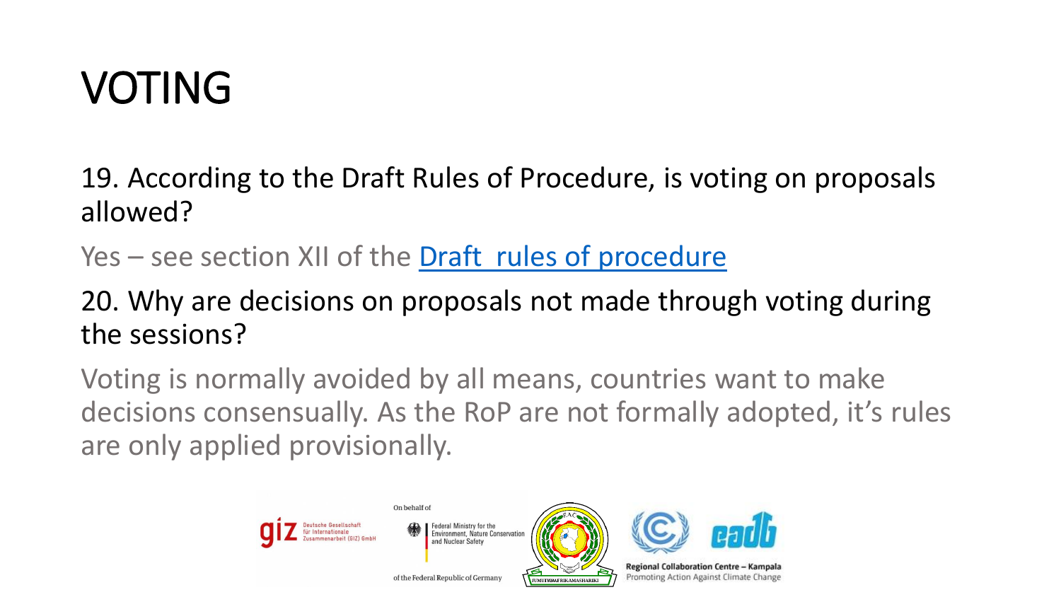# VOTING

19. According to the Draft Rules of Procedure, is voting on proposals allowed?

Yes – see section XII of the Draft rules of procedure

20. Why are decisions on proposals not made through voting during the sessions?

Voting is normally avoided by all means, countries want to make decisions consensually. As the RoP are not formally adopted, it's rules are only applied provisionally.